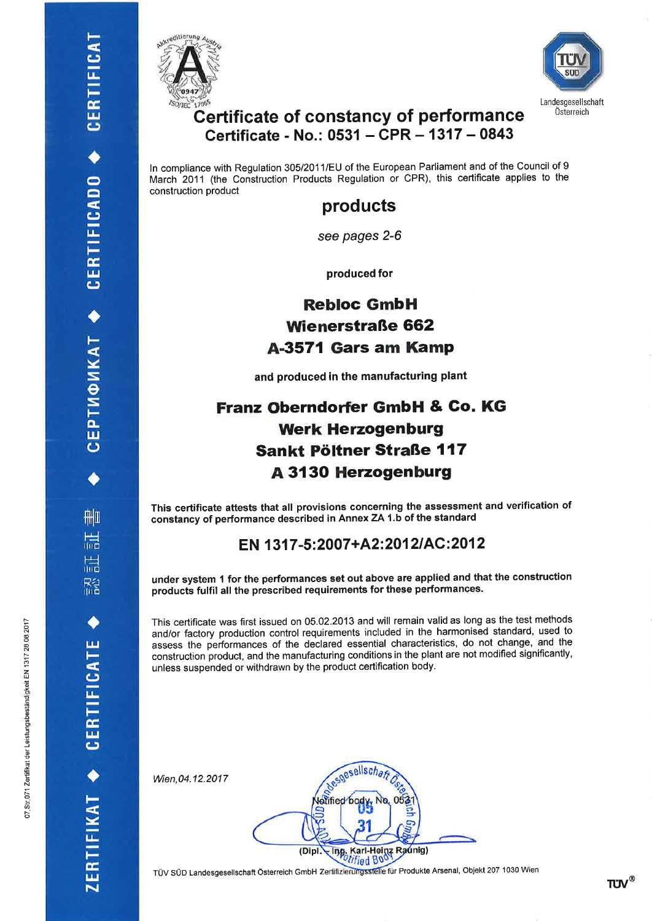# Certificate of constancy of performance

## Certificate - No.: 0531 – CPR – 1317 – 0843

In compliance with Regulation 305/2011/EU of the European Parliament and of the Council of 9 March 2011 (the Construction Products Regulation or CPR), this certificate applies to the construction product

## products

*see pages 2-6*

**produced for**

**Rebloc GmbH**
**Wienerstraße 662**
**A-3571 Gars am Kamp**

**and produced in the manufacturing plant**

**Franz Oberndorfer GmbH & Co. KG**
**Werk Herzogenburg**
**Sankt Pöltner Straße 117**
**A 3130 Herzogenburg**

**This certificate attests that all provisions concerning the assessment and verification of constancy of performance described in Annex ZA 1.b of the standard**

## EN 1317-5:2007+A2:2012/AC:2012

**under system 1 for the performances set out above are applied and that the construction products fulfil all the prescribed requirements for these performances.**

This certificate was first issued on 05.02.2013 and will remain valid as long as the test methods and/or factory production control requirements included in the harmonised standard, used to assess the performances of the declared essential characteristics, do not change, and the construction product, and the manufacturing conditions in the plant are not modified significantly, unless suspended or withdrawn by the product certification body.

*Wien,04.12.2017*

(Dipl. - Ing. Karl-Heinz Raunig)

TÜV SÜD Landesgesellschaft Österreich GmbH Zertifizierungsstelle für Produkte Arsenal, Objekt 207 1030 Wien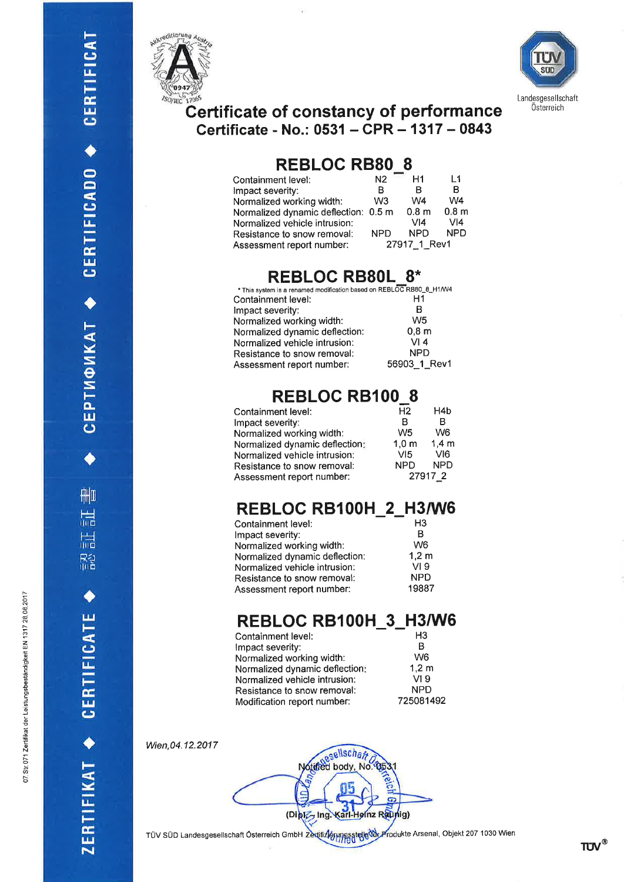# Certificate of constancy of performance

## Certificate - No.: 0531 – CPR – 1317 – 0843

### REBLOC RB80_8

| | | | |
|---|---|---|---|
| Containment level: | N2 | H1 | L1 |
| Impact severity: | B | B | B |
| Normalized working width: | W3 | W4 | W4 |
| Normalized dynamic deflection: | 0.5 m | 0.8 m | 0.8 m |
| Normalized vehicle intrusion: | | VI4 | VI4 |
| Resistance to snow removal: | NPD | NPD | NPD |
| Assessment report number: | 27917_1_Rev1 | | |

### REBLOC RB80L_8*

\* This system is a renamed modification based on REBLOC RB80_8_H1/W4

| | |
|---|---|
| Containment level: | H1 |
| Impact severity: | B |
| Normalized working width: | W5 |
| Normalized dynamic deflection: | 0,8 m |
| Normalized vehicle intrusion: | VI 4 |
| Resistance to snow removal: | NPD |
| Assessment report number: | 56903_1_Rev1 |

### REBLOC RB100_8

| | | |
|---|---|---|
| Containment level: | H2 | H4b |
| Impact severity: | B | B |
| Normalized working width: | W5 | W6 |
| Normalized dynamic deflection: | 1,0 m | 1,4 m |
| Normalized vehicle intrusion: | VI5 | VI6 |
| Resistance to snow removal: | NPD | NPD |
| Assessment report number: | 27917_2 | |

### REBLOC RB100H_2_H3/W6

| | |
|---|---|
| Containment level: | H3 |
| Impact severity: | B |
| Normalized working width: | W6 |
| Normalized dynamic deflection: | 1,2 m |
| Normalized vehicle intrusion: | VI 9 |
| Resistance to snow removal: | NPD |
| Assessment report number: | 19887 |

### REBLOC RB100H_3_H3/W6

| | |
|---|---|
| Containment level: | H3 |
| Impact severity: | B |
| Normalized working width: | W6 |
| Normalized dynamic deflection: | 1,2 m |
| Normalized vehicle intrusion: | VI 9 |
| Resistance to snow removal: | NPD |
| Modification report number: | 725081492 |

*Wien, 04.12.2017*

Notified body, No. 0531

(Dipl.-Ing. Karl-Heinz Raunig)

TÜV SÜD Landesgesellschaft Österreich GmbH Zertifizierungsstelle für Produkte Arsenal, Objekt 207 1030 Wien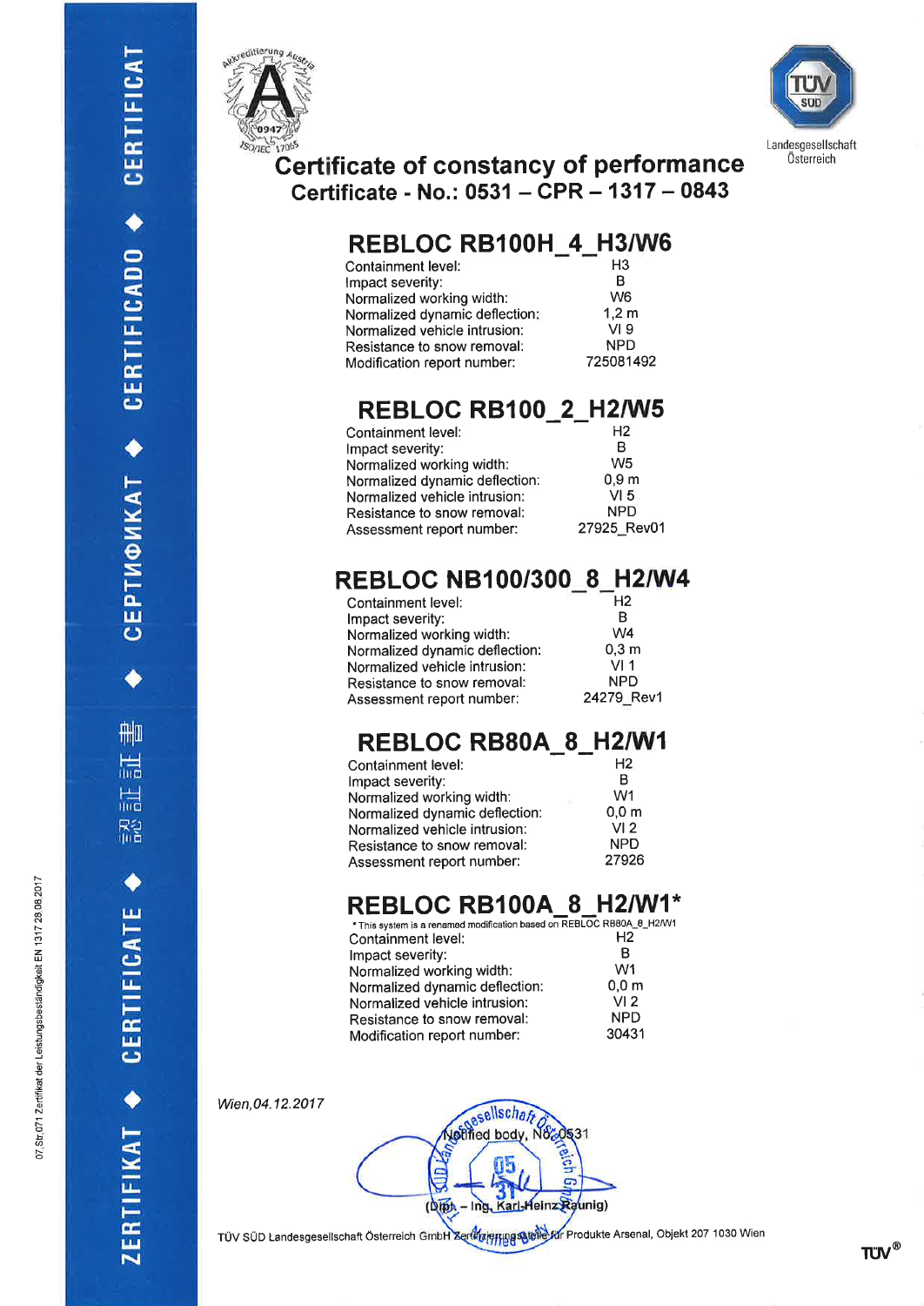# Certificate of constancy of performance

## Certificate - No.: 0531 – CPR – 1317 – 0843

### REBLOC RB100H_4_H3/W6

| | |
|---|---|
| Containment level: | H3 |
| Impact severity: | B |
| Normalized working width: | W6 |
| Normalized dynamic deflection: | 1,2 m |
| Normalized vehicle intrusion: | VI 9 |
| Resistance to snow removal: | NPD |
| Modification report number: | 725081492 |

### REBLOC RB100_2_H2/W5

| | |
|---|---|
| Containment level: | H2 |
| Impact severity: | B |
| Normalized working width: | W5 |
| Normalized dynamic deflection: | 0,9 m |
| Normalized vehicle intrusion: | VI 5 |
| Resistance to snow removal: | NPD |
| Assessment report number: | 27925_Rev01 |

### REBLOC NB100/300_8_H2/W4

| | |
|---|---|
| Containment level: | H2 |
| Impact severity: | B |
| Normalized working width: | W4 |
| Normalized dynamic deflection: | 0,3 m |
| Normalized vehicle intrusion: | VI 1 |
| Resistance to snow removal: | NPD |
| Assessment report number: | 24279_Rev1 |

### REBLOC RB80A_8_H2/W1

| | |
|---|---|
| Containment level: | H2 |
| Impact severity: | B |
| Normalized working width: | W1 |
| Normalized dynamic deflection: | 0,0 m |
| Normalized vehicle intrusion: | VI 2 |
| Resistance to snow removal: | NPD |
| Assessment report number: | 27926 |

### REBLOC RB100A_8_H2/W1*

* This system is a renamed modification based on REBLOC RB80A_8_H2/W1

| | |
|---|---|
| Containment level: | H2 |
| Impact severity: | B |
| Normalized working width: | W1 |
| Normalized dynamic deflection: | 0,0 m |
| Normalized vehicle intrusion: | VI 2 |
| Resistance to snow removal: | NPD |
| Modification report number: | 30431 |

*Wien, 04.12.2017*

Notified body, No. 0531

(Dipl. – Ing. Karl-Heinz Raunig)

TÜV SÜD Landesgesellschaft Österreich GmbH Zertifizierungsstelle für Produkte Arsenal, Objekt 207 1030 Wien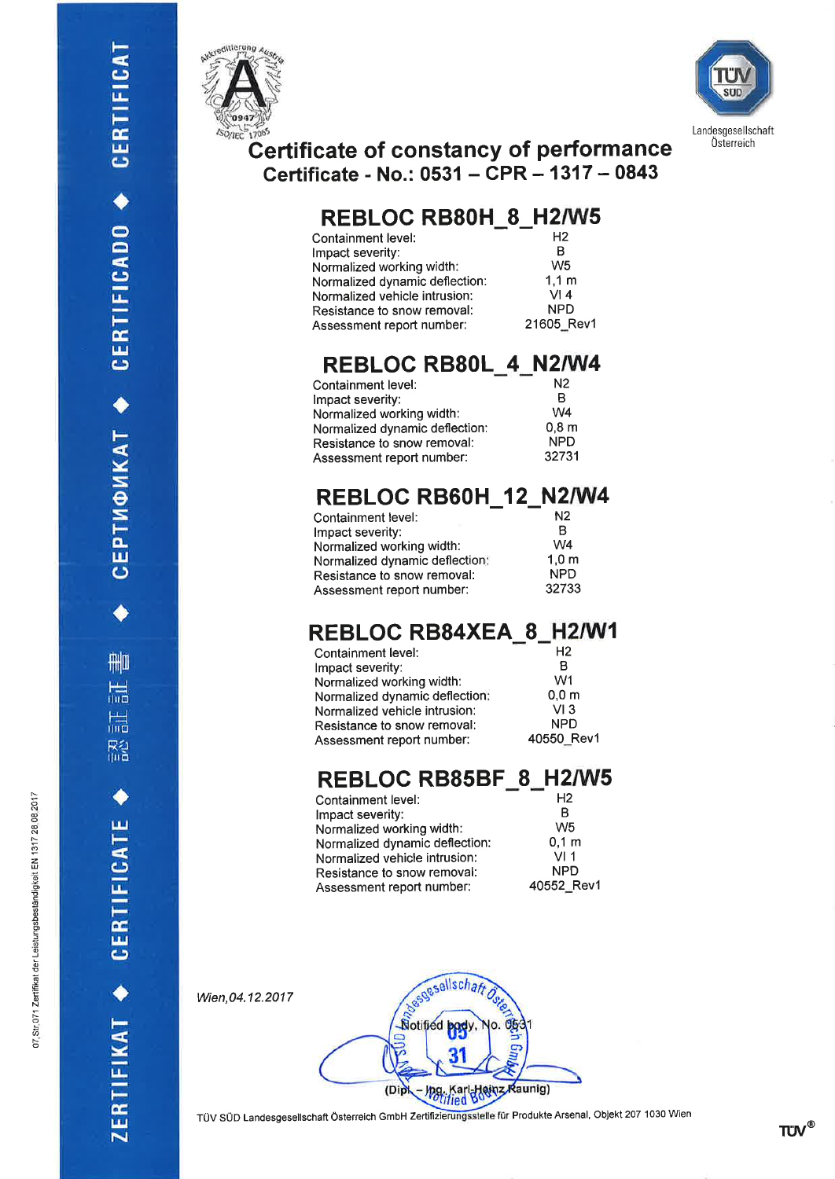# Certificate of constancy of performance

## Certificate - No.: 0531 – CPR – 1317 – 0843

### REBLOC RB80H_8_H2/W5

| | |
|---|---|
| Containment level: | H2 |
| Impact severity: | B |
| Normalized working width: | W5 |
| Normalized dynamic deflection: | 1,1 m |
| Normalized vehicle intrusion: | VI 4 |
| Resistance to snow removal: | NPD |
| Assessment report number: | 21605_Rev1 |

### REBLOC RB80L_4_N2/W4

| | |
|---|---|
| Containment level: | N2 |
| Impact severity: | B |
| Normalized working width: | W4 |
| Normalized dynamic deflection: | 0,8 m |
| Resistance to snow removal: | NPD |
| Assessment report number: | 32731 |

### REBLOC RB60H_12_N2/W4

| | |
|---|---|
| Containment level: | N2 |
| Impact severity: | B |
| Normalized working width: | W4 |
| Normalized dynamic deflection: | 1,0 m |
| Resistance to snow removal: | NPD |
| Assessment report number: | 32733 |

### REBLOC RB84XEA_8_H2/W1

| | |
|---|---|
| Containment level: | H2 |
| Impact severity: | B |
| Normalized working width: | W1 |
| Normalized dynamic deflection: | 0,0 m |
| Normalized vehicle intrusion: | VI 3 |
| Resistance to snow removal: | NPD |
| Assessment report number: | 40550_Rev1 |

### REBLOC RB85BF_8_H2/W5

| | |
|---|---|
| Containment level: | H2 |
| Impact severity: | B |
| Normalized working width: | W5 |
| Normalized dynamic deflection: | 0,1 m |
| Normalized vehicle intrusion: | VI 1 |
| Resistance to snow removal: | NPD |
| Assessment report number: | 40552_Rev1 |

*Wien,04.12.2017*

Notified body, No. 0531

(Dipl. – Ing. Karl-Heinz Raunig)

TÜV SÜD Landesgesellschaft Österreich GmbH Zertifizierungsstelle für Produkte Arsenal, Objekt 207 1030 Wien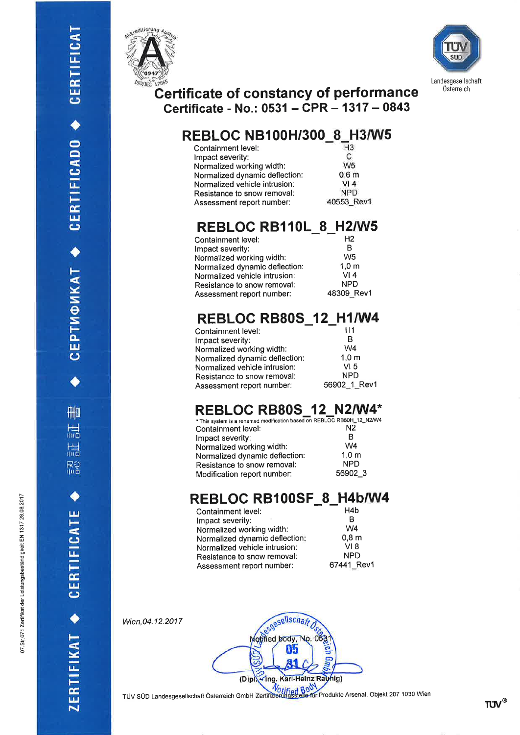# Certificate of constancy of performance

## Certificate - No.: 0531 – CPR – 1317 – 0843

Landesgesellschaft Österreich

### REBLOC NB100H/300_8_H3/W5

| | |
|---|---|
| Containment level: | H3 |
| Impact severity: | C |
| Normalized working width: | W5 |
| Normalized dynamic deflection: | 0,6 m |
| Normalized vehicle intrusion: | VI 4 |
| Resistance to snow removal: | NPD |
| Assessment report number: | 40553_Rev1 |

### REBLOC RB110L_8_H2/W5

| | |
|---|---|
| Containment level: | H2 |
| Impact severity: | B |
| Normalized working width: | W5 |
| Normalized dynamic deflection: | 1,0 m |
| Normalized vehicle intrusion: | VI 4 |
| Resistance to snow removal: | NPD |
| Assessment report number: | 48309_Rev1 |

### REBLOC RB80S_12_H1/W4

| | |
|---|---|
| Containment level: | H1 |
| Impact severity: | B |
| Normalized working width: | W4 |
| Normalized dynamic deflection: | 1,0 m |
| Normalized vehicle intrusion: | VI 5 |
| Resistance to snow removal: | NPD |
| Assessment report number: | 56902_1_Rev1 |

### REBLOC RB80S_12_N2/W4*

* This system is a renamed modification based on REBLOC RB60H_12_N2/W4

| | |
|---|---|
| Containment level: | N2 |
| Impact severity: | B |
| Normalized working width: | W4 |
| Normalized dynamic deflection: | 1,0 m |
| Resistance to snow removal: | NPD |
| Modification report number: | 56902_3 |

### REBLOC RB100SF_8_H4b/W4

| | |
|---|---|
| Containment level: | H4b |
| Impact severity: | B |
| Normalized working width: | W4 |
| Normalized dynamic deflection: | 0,8 m |
| Normalized vehicle intrusion: | VI 8 |
| Resistance to snow removal: | NPD |
| Assessment report number: | 67441_Rev1 |

*Wien, 04.12.2017*

Notified body, No. 0531

(Dipl.-Ing. Karl-Heinz Raunig)

TÜV SÜD Landesgesellschaft Österreich GmbH Zertifizierungsstelle für Produkte Arsenal, Objekt 207 1030 Wien

07.Str.071 Zertifikat der Leistungsbeständigkeit EN 1317 28.08.2017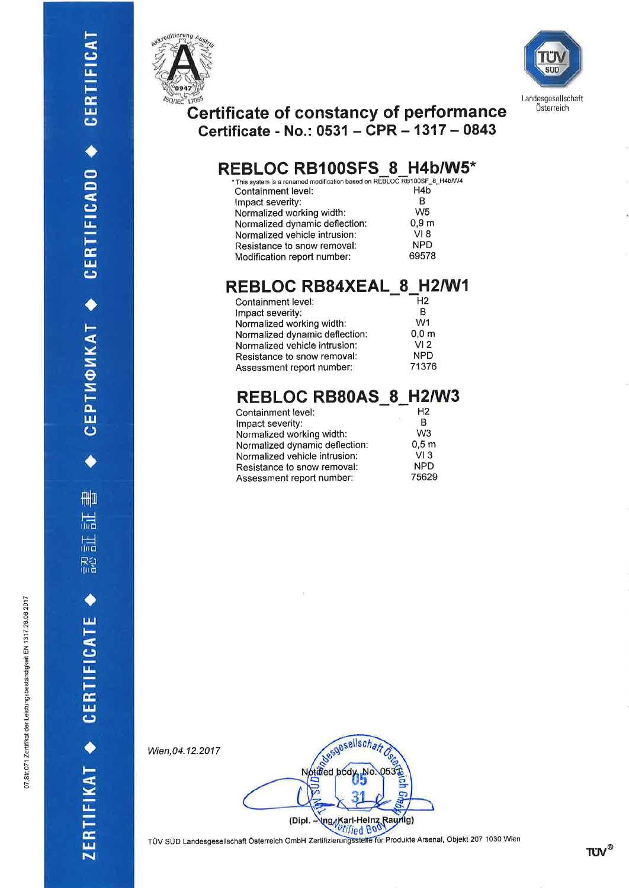# Certificate of constancy of performance

## Certificate - No.: 0531 – CPR – 1317 – 0843

Landesgesellschaft Österreich

### REBLOC RB100SFS_8_H4b/W5*

\* This system is a renamed modification based on REBLOC RB100SF_8_H4b/W4

| | |
|---|---|
| Containment level: | H4b |
| Impact severity: | B |
| Normalized working width: | W5 |
| Normalized dynamic deflection: | 0,9 m |
| Normalized vehicle intrusion: | VI 8 |
| Resistance to snow removal: | NPD |
| Modification report number: | 69578 |

### REBLOC RB84XEAL_8_H2/W1

| | |
|---|---|
| Containment level: | H2 |
| Impact severity: | B |
| Normalized working width: | W1 |
| Normalized dynamic deflection: | 0,0 m |
| Normalized vehicle intrusion: | VI 2 |
| Resistance to snow removal: | NPD |
| Assessment report number: | 71376 |

### REBLOC RB80AS_8_H2/W3

| | |
|---|---|
| Containment level: | H2 |
| Impact severity: | B |
| Normalized working width: | W3 |
| Normalized dynamic deflection: | 0,5 m |
| Normalized vehicle intrusion: | VI 3 |
| Resistance to snow removal: | NPD |
| Assessment report number: | 75629 |

*Wien,04.12.2017*

Notified body No. 0531

(Dipl. - Ing. Karl-Heinz Raunig)

TÜV SÜD Landesgesellschaft Österreich GmbH Zertifizierungsstelle für Produkte Arsenal, Objekt 207 1030 Wien

07_Str_071 Zertifikat der Leistungsbeständigkeit EN 1317 28.08.2017